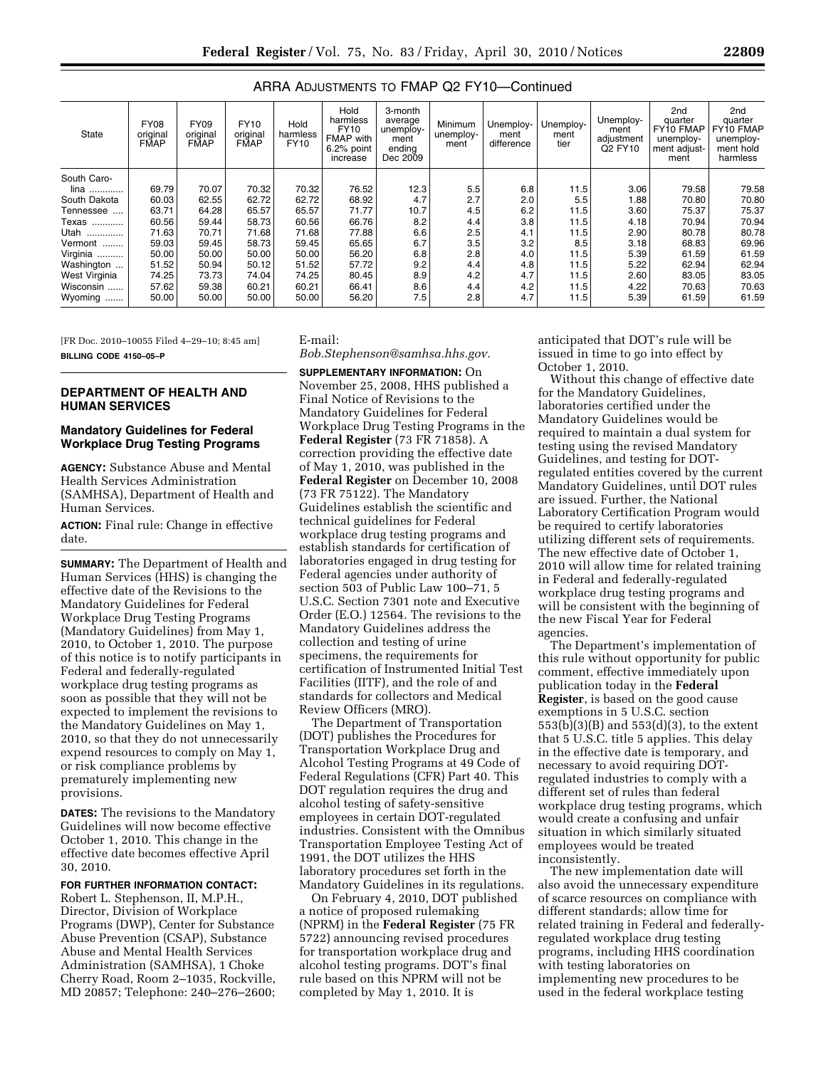ARRA ADJUSTMENTS TO FMAP Q2 FY10—Continued

| State | FY08 original FMAP | FY09 original FMAP | FY10 original FMAP | Hold harmless FY10 | Hold harmless FY10 FMAP with 6.2% point increase | 3-month average unemployment ending Dec 2009 | Minimum unemployment | Unemployment difference | Unemployment tier | Unemployment adjustment Q2 FY10 | 2nd quarter FY10 FMAP unemployment adjustment | 2nd quarter FY10 FMAP unemployment hold harmless |
|---|---|---|---|---|---|---|---|---|---|---|---|---|
| South Carolina | 69.79 | 70.07 | 70.32 | 70.32 | 76.52 | 12.3 | 5.5 | 6.8 | 11.5 | 3.06 | 79.58 | 79.58 |
| South Dakota | 60.03 | 62.55 | 62.72 | 62.72 | 68.92 | 4.7 | 2.7 | 2.0 | 5.5 | 1.88 | 70.80 | 70.80 |
| Tennessee | 63.71 | 64.28 | 65.57 | 65.57 | 71.77 | 10.7 | 4.5 | 6.2 | 11.5 | 3.60 | 75.37 | 75.37 |
| Texas | 60.56 | 59.44 | 58.73 | 60.56 | 66.76 | 8.2 | 4.4 | 3.8 | 11.5 | 4.18 | 70.94 | 70.94 |
| Utah | 71.63 | 70.71 | 71.68 | 71.68 | 77.88 | 6.6 | 2.5 | 4.1 | 11.5 | 2.90 | 80.78 | 80.78 |
| Vermont | 59.03 | 59.45 | 58.73 | 59.45 | 65.65 | 6.7 | 3.5 | 3.2 | 8.5 | 3.18 | 68.83 | 69.96 |
| Virginia | 50.00 | 50.00 | 50.00 | 50.00 | 56.20 | 6.8 | 2.8 | 4.0 | 11.5 | 5.39 | 61.59 | 61.59 |
| Washington | 51.52 | 50.94 | 50.12 | 51.52 | 57.72 | 9.2 | 4.4 | 4.8 | 11.5 | 5.22 | 62.94 | 62.94 |
| West Virginia | 74.25 | 73.73 | 74.04 | 74.25 | 80.45 | 8.9 | 4.2 | 4.7 | 11.5 | 2.60 | 83.05 | 83.05 |
| Wisconsin | 57.62 | 59.38 | 60.21 | 60.21 | 66.41 | 8.6 | 4.4 | 4.2 | 11.5 | 4.22 | 70.63 | 70.63 |
| Wyoming | 50.00 | 50.00 | 50.00 | 50.00 | 56.20 | 7.5 | 2.8 | 4.7 | 11.5 | 5.39 | 61.59 | 61.59 |

[FR Doc. 2010–10055 Filed 4–29–10; 8:45 am]

**BILLING CODE 4150–05–P**

## DEPARTMENT OF HEALTH AND HUMAN SERVICES

### Mandatory Guidelines for Federal Workplace Drug Testing Programs

**AGENCY:** Substance Abuse and Mental Health Services Administration (SAMHSA), Department of Health and Human Services.

**ACTION:** Final rule: Change in effective date.

**SUMMARY:** The Department of Health and Human Services (HHS) is changing the effective date of the Revisions to the Mandatory Guidelines for Federal Workplace Drug Testing Programs (Mandatory Guidelines) from May 1, 2010, to October 1, 2010. The purpose of this notice is to notify participants in Federal and federally-regulated workplace drug testing programs as soon as possible that they will not be expected to implement the revisions to the Mandatory Guidelines on May 1, 2010, so that they do not unnecessarily expend resources to comply on May 1, or risk compliance problems by prematurely implementing new provisions.

**DATES:** The revisions to the Mandatory Guidelines will now become effective October 1, 2010. This change in the effective date becomes effective April 30, 2010.

**FOR FURTHER INFORMATION CONTACT:** Robert L. Stephenson, II, M.P.H., Director, Division of Workplace Programs (DWP), Center for Substance Abuse Prevention (CSAP), Substance Abuse and Mental Health Services Administration (SAMHSA), 1 Choke Cherry Road, Room 2–1035, Rockville, MD 20857; Telephone: 240–276–2600; E-mail: *Bob.Stephenson@samhsa.hhs.gov.*

**SUPPLEMENTARY INFORMATION:** On November 25, 2008, HHS published a Final Notice of Revisions to the Mandatory Guidelines for Federal Workplace Drug Testing Programs in the **Federal Register** (73 FR 71858). A correction providing the effective date of May 1, 2010, was published in the **Federal Register** on December 10, 2008 (73 FR 75122). The Mandatory Guidelines establish the scientific and technical guidelines for Federal workplace drug testing programs and establish standards for certification of laboratories engaged in drug testing for Federal agencies under authority of section 503 of Public Law 100–71, 5 U.S.C. Section 7301 note and Executive Order (E.O.) 12564. The revisions to the Mandatory Guidelines address the collection and testing of urine specimens, the requirements for certification of Instrumented Initial Test Facilities (IITF), and the role of and standards for collectors and Medical Review Officers (MRO).

The Department of Transportation (DOT) publishes the Procedures for Transportation Workplace Drug and Alcohol Testing Programs at 49 Code of Federal Regulations (CFR) Part 40. This DOT regulation requires the drug and alcohol testing of safety-sensitive employees in certain DOT-regulated industries. Consistent with the Omnibus Transportation Employee Testing Act of 1991, the DOT utilizes the HHS laboratory procedures set forth in the Mandatory Guidelines in its regulations.

On February 4, 2010, DOT published a notice of proposed rulemaking (NPRM) in the **Federal Register** (75 FR 5722) announcing revised procedures for transportation workplace drug and alcohol testing programs. DOT's final rule based on this NPRM will not be completed by May 1, 2010. It is anticipated that DOT's rule will be issued in time to go into effect by October 1, 2010.

Without this change of effective date for the Mandatory Guidelines, laboratories certified under the Mandatory Guidelines would be required to maintain a dual system for testing using the revised Mandatory Guidelines, and testing for DOT-regulated entities covered by the current Mandatory Guidelines, until DOT rules are issued. Further, the National Laboratory Certification Program would be required to certify laboratories utilizing different sets of requirements. The new effective date of October 1, 2010 will allow time for related training in Federal and federally-regulated workplace drug testing programs and will be consistent with the beginning of the new Fiscal Year for Federal agencies.

The Department's implementation of this rule without opportunity for public comment, effective immediately upon publication today in the **Federal Register**, is based on the good cause exemptions in 5 U.S.C. section 553(b)(3)(B) and 553(d)(3), to the extent that 5 U.S.C. title 5 applies. This delay in the effective date is temporary, and necessary to avoid requiring DOT-regulated industries to comply with a different set of rules than federal workplace drug testing programs, which would create a confusing and unfair situation in which similarly situated employees would be treated inconsistently.

The new implementation date will also avoid the unnecessary expenditure of scarce resources on compliance with different standards; allow time for related training in Federal and federally-regulated workplace drug testing programs, including HHS coordination with testing laboratories on implementing new procedures to be used in the federal workplace testing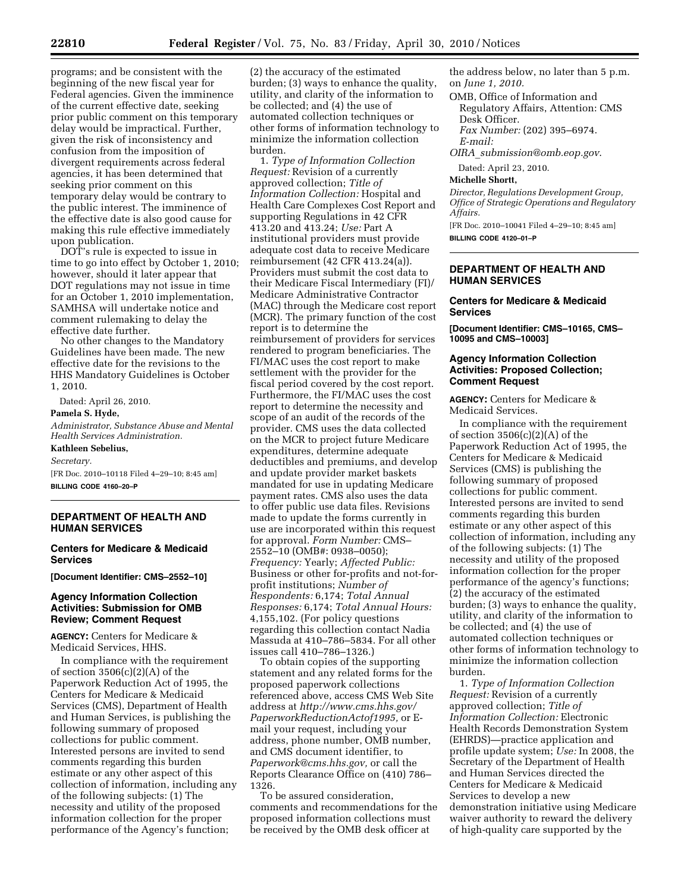programs; and be consistent with the beginning of the new fiscal year for Federal agencies. Given the imminence of the current effective date, seeking prior public comment on this temporary delay would be impractical. Further, given the risk of inconsistency and confusion from the imposition of divergent requirements across federal agencies, it has been determined that seeking prior comment on this temporary delay would be contrary to the public interest. The imminence of the effective date is also good cause for making this rule effective immediately upon publication.

DOT's rule is expected to issue in time to go into effect by October 1, 2010; however, should it later appear that DOT regulations may not issue in time for an October 1, 2010 implementation, SAMHSA will undertake notice and comment rulemaking to delay the effective date further.

No other changes to the Mandatory Guidelines have been made. The new effective date for the revisions to the HHS Mandatory Guidelines is October 1, 2010.

Dated: April 26, 2010.

**Pamela S. Hyde,**

*Administrator, Substance Abuse and Mental Health Services Administration.*

**Kathleen Sebelius,**

*Secretary.*

[FR Doc. 2010–10118 Filed 4–29–10; 8:45 am]

**BILLING CODE 4160–20–P**

## DEPARTMENT OF HEALTH AND HUMAN SERVICES

### Centers for Medicare & Medicaid Services

**[Document Identifier: CMS–2552–10]**

### Agency Information Collection Activities: Submission for OMB Review; Comment Request

**AGENCY:** Centers for Medicare & Medicaid Services, HHS.

In compliance with the requirement of section 3506(c)(2)(A) of the Paperwork Reduction Act of 1995, the Centers for Medicare & Medicaid Services (CMS), Department of Health and Human Services, is publishing the following summary of proposed collections for public comment. Interested persons are invited to send comments regarding this burden estimate or any other aspect of this collection of information, including any of the following subjects: (1) The necessity and utility of the proposed information collection for the proper performance of the Agency's function; (2) the accuracy of the estimated burden; (3) ways to enhance the quality, utility, and clarity of the information to be collected; and (4) the use of automated collection techniques or other forms of information technology to minimize the information collection burden.

1. *Type of Information Collection Request:* Revision of a currently approved collection; *Title of Information Collection:* Hospital and Health Care Complexes Cost Report and supporting Regulations in 42 CFR 413.20 and 413.24; *Use:* Part A institutional providers must provide adequate cost data to receive Medicare reimbursement (42 CFR 413.24(a)). Providers must submit the cost data to their Medicare Fiscal Intermediary (FI)/ Medicare Administrative Contractor (MAC) through the Medicare cost report (MCR). The primary function of the cost report is to determine the reimbursement of providers for services rendered to program beneficiaries. The FI/MAC uses the cost report to make settlement with the provider for the fiscal period covered by the cost report. Furthermore, the FI/MAC uses the cost report to determine the necessity and scope of an audit of the records of the provider. CMS uses the data collected on the MCR to project future Medicare expenditures, determine adequate deductibles and premiums, and develop and update provider market baskets mandated for use in updating Medicare payment rates. CMS also uses the data to offer public use data files. Revisions made to update the forms currently in use are incorporated within this request for approval. *Form Number:* CMS–2552–10 (OMB#: 0938–0050); *Frequency:* Yearly; *Affected Public:* Business or other for-profits and not-for-profit institutions; *Number of Respondents:* 6,174; *Total Annual Responses:* 6,174; *Total Annual Hours:* 4,155,102. (For policy questions regarding this collection contact Nadia Massuda at 410–786–5834. For all other issues call 410–786–1326.)

To obtain copies of the supporting statement and any related forms for the proposed paperwork collections referenced above, access CMS Web Site address at *http://www.cms.hhs.gov/PaperworkReductionActof1995,* or E-mail your request, including your address, phone number, OMB number, and CMS document identifier, to *Paperwork@cms.hhs.gov,* or call the Reports Clearance Office on (410) 786–1326.

To be assured consideration, comments and recommendations for the proposed information collections must be received by the OMB desk officer at the address below, no later than 5 p.m. on *June 1, 2010.*

OMB, Office of Information and Regulatory Affairs, Attention: CMS Desk Officer.
*Fax Number:* (202) 395–6974.
*E-mail: OIRA_submission@omb.eop.gov.*

Dated: April 23, 2010.

**Michelle Shortt,**

*Director, Regulations Development Group, Office of Strategic Operations and Regulatory Affairs.*

[FR Doc. 2010–10041 Filed 4–29–10; 8:45 am]

**BILLING CODE 4120–01–P**

## DEPARTMENT OF HEALTH AND HUMAN SERVICES

### Centers for Medicare & Medicaid Services

**[Document Identifier: CMS–10165, CMS–10095 and CMS–10003]**

### Agency Information Collection Activities: Proposed Collection; Comment Request

**AGENCY:** Centers for Medicare & Medicaid Services.

In compliance with the requirement of section 3506(c)(2)(A) of the Paperwork Reduction Act of 1995, the Centers for Medicare & Medicaid Services (CMS) is publishing the following summary of proposed collections for public comment. Interested persons are invited to send comments regarding this burden estimate or any other aspect of this collection of information, including any of the following subjects: (1) The necessity and utility of the proposed information collection for the proper performance of the agency's functions; (2) the accuracy of the estimated burden; (3) ways to enhance the quality, utility, and clarity of the information to be collected; and (4) the use of automated collection techniques or other forms of information technology to minimize the information collection burden.

1. *Type of Information Collection Request:* Revision of a currently approved collection; *Title of Information Collection:* Electronic Health Records Demonstration System (EHRDS)—practice application and profile update system; *Use:* In 2008, the Secretary of the Department of Health and Human Services directed the Centers for Medicare & Medicaid Services to develop a new demonstration initiative using Medicare waiver authority to reward the delivery of high-quality care supported by the